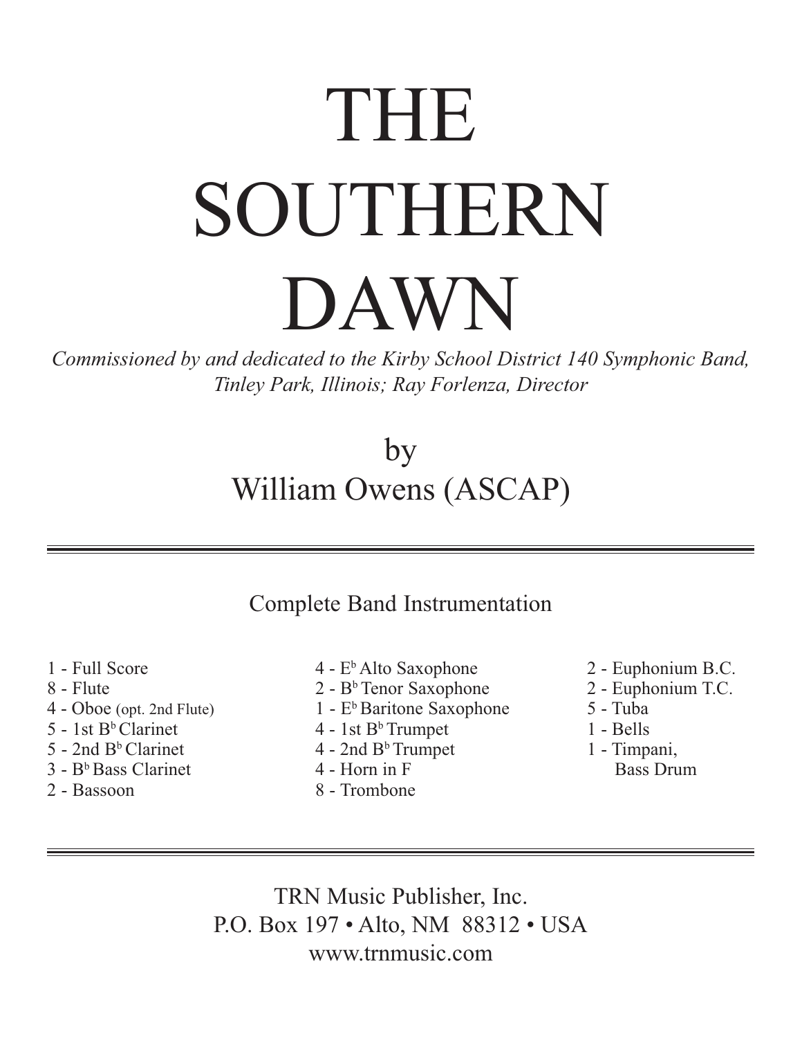# THE SOUTHERN DAWN

*Commissioned by and dedicated to the Kirby School District 140 Symphonic Band, Tinley Park, Illinois; Ray Forlenza, Director*

by

William Owens (ASCAP)

---

Complete Band Instrumentation

- 1 - Full Score
- 8 - Flute
- 4 - Oboe (opt. 2nd Flute)
- 5 - 1st B♭ Clarinet
- 5 - 2nd B♭ Clarinet
- 3 - B♭ Bass Clarinet
- 2 - Bassoon
- 4 - E♭ Alto Saxophone
- 2 - B♭ Tenor Saxophone
- 1 - E♭ Baritone Saxophone
- 4 - 1st B♭ Trumpet
- 4 - 2nd B♭ Trumpet
- 4 - Horn in F
- 8 - Trombone
- 2 - Euphonium B.C.
- 2 - Euphonium T.C.
- 5 - Tuba
- 1 - Bells
- 1 - Timpani, Bass Drum

---

TRN Music Publisher, Inc.
P.O. Box 197 • Alto, NM 88312 • USA
www.trnmusic.com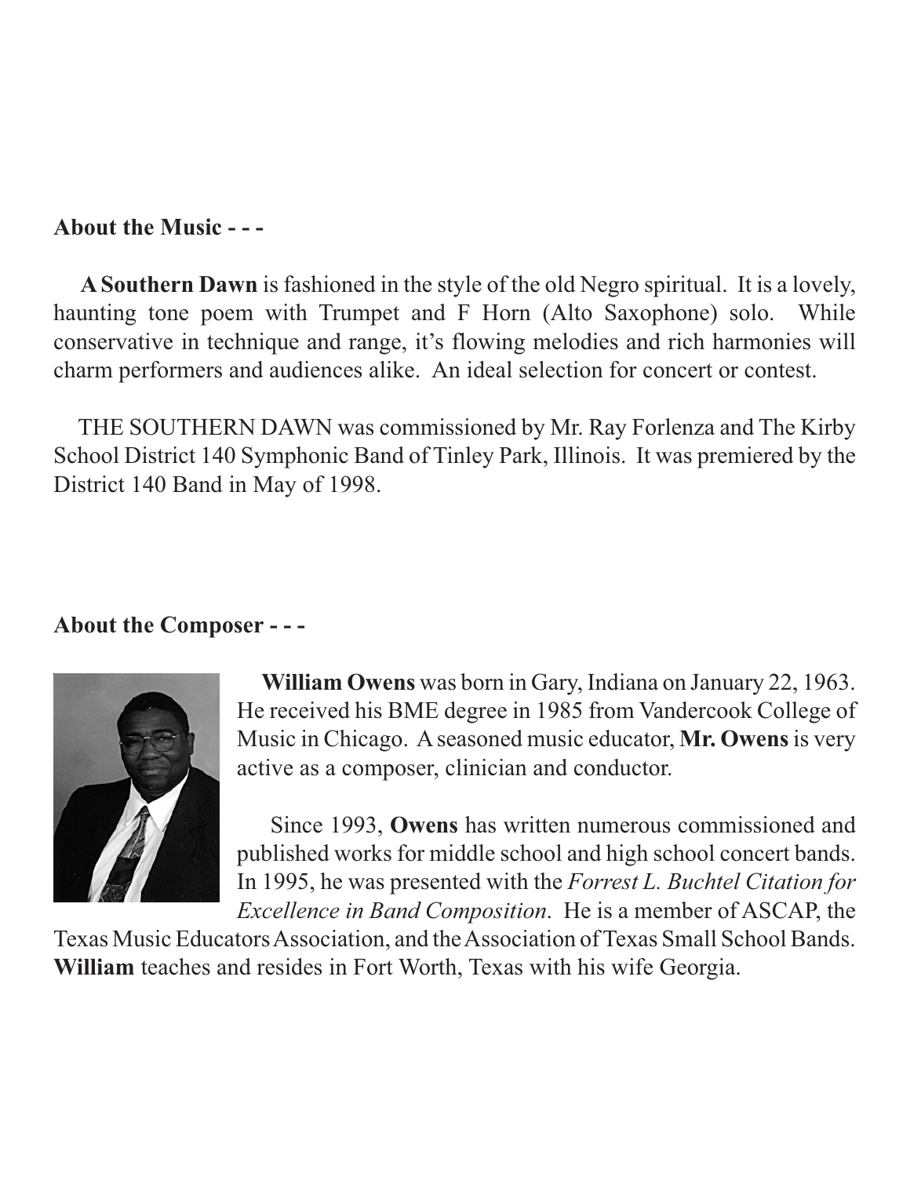**About the Music - - -**

**A Southern Dawn** is fashioned in the style of the old Negro spiritual. It is a lovely, haunting tone poem with Trumpet and F Horn (Alto Saxophone) solo. While conservative in technique and range, it's flowing melodies and rich harmonies will charm performers and audiences alike. An ideal selection for concert or contest.

THE SOUTHERN DAWN was commissioned by Mr. Ray Forlenza and The Kirby School District 140 Symphonic Band of Tinley Park, Illinois. It was premiered by the District 140 Band in May of 1998.

**About the Composer - - -**

**William Owens** was born in Gary, Indiana on January 22, 1963. He received his BME degree in 1985 from Vandercook College of Music in Chicago. A seasoned music educator, **Mr. Owens** is very active as a composer, clinician and conductor.

Since 1993, **Owens** has written numerous commissioned and published works for middle school and high school concert bands. In 1995, he was presented with the *Forrest L. Buchtel Citation for Excellence in Band Composition*. He is a member of ASCAP, the Texas Music Educators Association, and the Association of Texas Small School Bands. **William** teaches and resides in Fort Worth, Texas with his wife Georgia.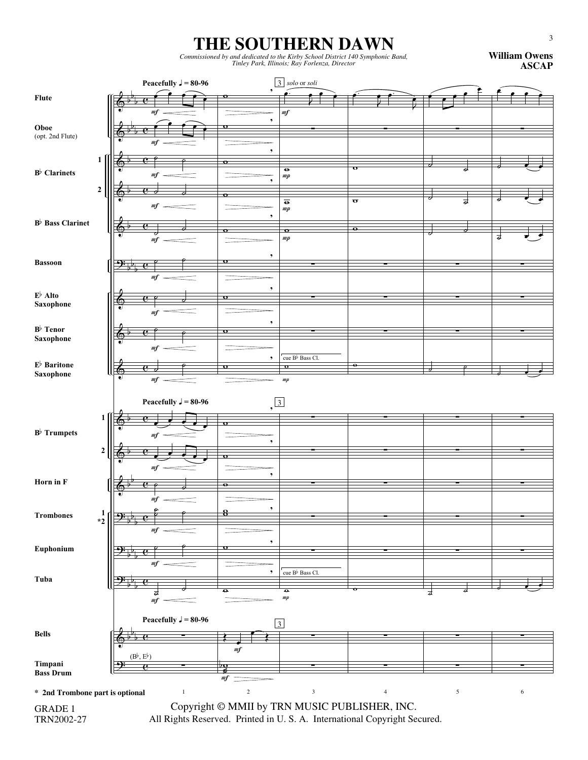# THE SOUTHERN DAWN

*Commissioned by and dedicated to the Kirby School District 140 Symphonic Band, Tinley Park, Illinois; Ray Forlenza, Director*

**William Owens**
**ASCAP**

Peacefully ♩ = 80-96

Flute
Oboe (opt. 2nd Flute)
B♭ Clarinets 1, 2
B♭ Bass Clarinet
Bassoon
E♭ Alto Saxophone
B♭ Tenor Saxophone
E♭ Baritone Saxophone
B♭ Trumpets 1, 2
Horn in F
Trombones 1, *2
Euphonium
Tuba
Bells
Timpani
Bass Drum

solo or soli

cue B♭ Bass Cl.

(B♭, E♭)

**\* 2nd Trombone part is optional**

GRADE 1
TRN2002-27

Copyright © MMII by TRN MUSIC PUBLISHER, INC.
All Rights Reserved. Printed in U. S. A. International Copyright Secured.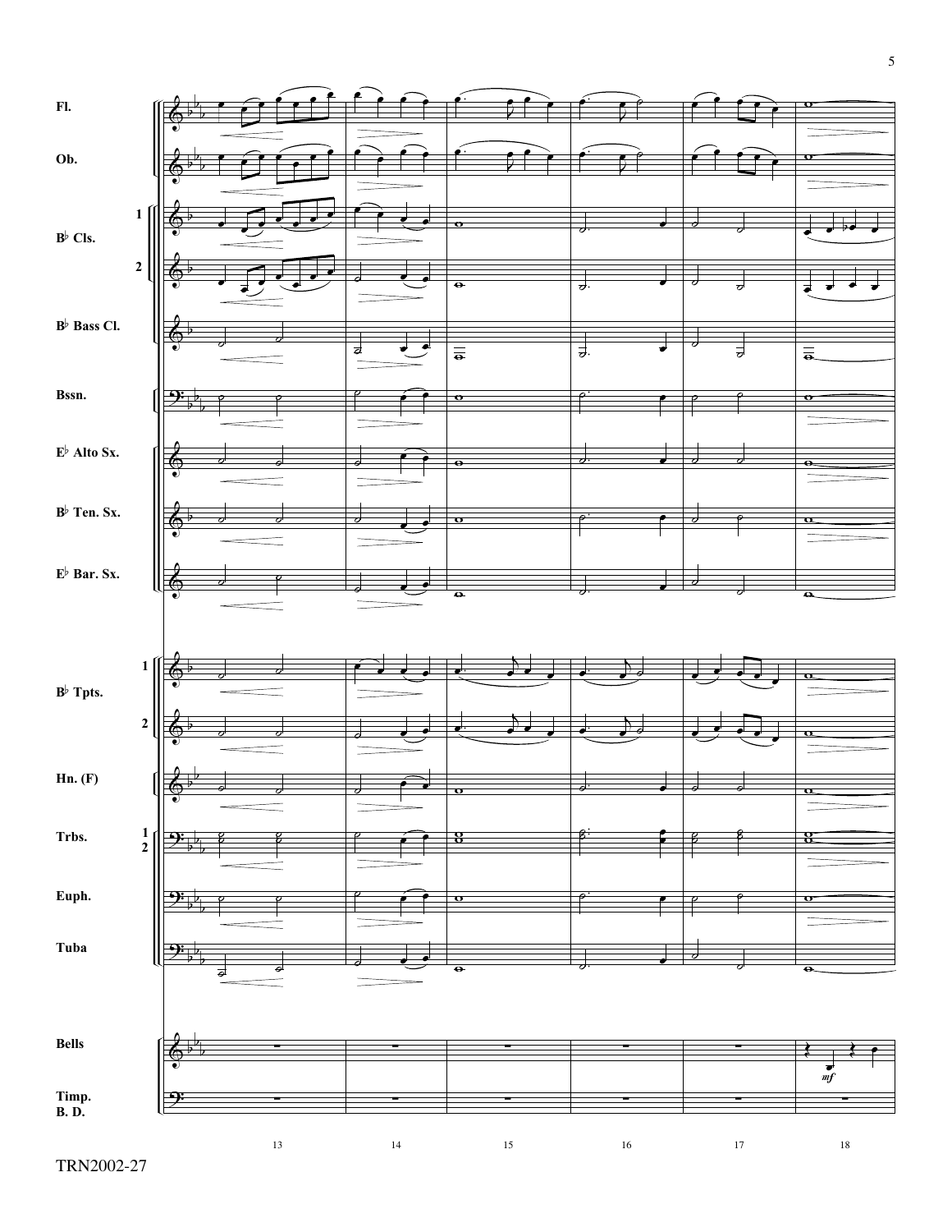Fl.

Ob.

B♭ Cls. 1 2

B♭ Bass Cl.

Bssn.

E♭ Alto Sx.

B♭ Ten. Sx.

E♭ Bar. Sx.

B♭ Tpts. 1 2

Hn. (F)

Trbs. 1 2

Euph.

Tuba

Bells

Timp. B. D.

*mf*

13 14 15 16 17 18

TRN2002-27